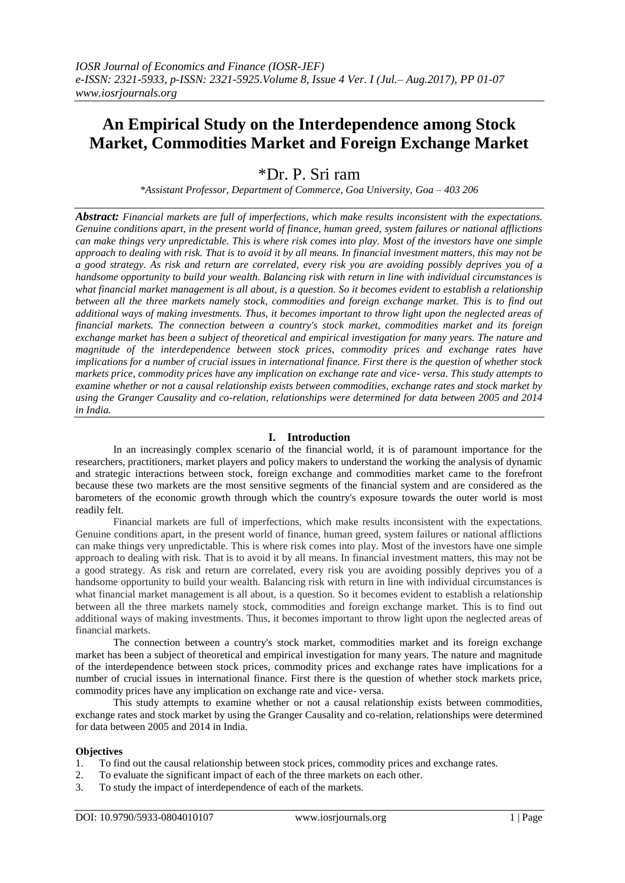# An Empirical Study on the Interdependence among Stock Market, Commodities Market and Foreign Exchange Market

\*Dr. P. Sri ram

*\*Assistant Professor, Department of Commerce, Goa University, Goa – 403 206*

***Abstract:*** *Financial markets are full of imperfections, which make results inconsistent with the expectations. Genuine conditions apart, in the present world of finance, human greed, system failures or national afflictions can make things very unpredictable. This is where risk comes into play. Most of the investors have one simple approach to dealing with risk. That is to avoid it by all means. In financial investment matters, this may not be a good strategy. As risk and return are correlated, every risk you are avoiding possibly deprives you of a handsome opportunity to build your wealth. Balancing risk with return in line with individual circumstances is what financial market management is all about, is a question. So it becomes evident to establish a relationship between all the three markets namely stock, commodities and foreign exchange market. This is to find out additional ways of making investments. Thus, it becomes important to throw light upon the neglected areas of financial markets. The connection between a country's stock market, commodities market and its foreign exchange market has been a subject of theoretical and empirical investigation for many years. The nature and magnitude of the interdependence between stock prices, commodity prices and exchange rates have implications for a number of crucial issues in international finance. First there is the question of whether stock markets price, commodity prices have any implication on exchange rate and vice- versa. This study attempts to examine whether or not a causal relationship exists between commodities, exchange rates and stock market by using the Granger Causality and co-relation, relationships were determined for data between 2005 and 2014 in India.*

## I. Introduction

In an increasingly complex scenario of the financial world, it is of paramount importance for the researchers, practitioners, market players and policy makers to understand the working the analysis of dynamic and strategic interactions between stock, foreign exchange and commodities market came to the forefront because these two markets are the most sensitive segments of the financial system and are considered as the barometers of the economic growth through which the country's exposure towards the outer world is most readily felt.

Financial markets are full of imperfections, which make results inconsistent with the expectations. Genuine conditions apart, in the present world of finance, human greed, system failures or national afflictions can make things very unpredictable. This is where risk comes into play. Most of the investors have one simple approach to dealing with risk. That is to avoid it by all means. In financial investment matters, this may not be a good strategy. As risk and return are correlated, every risk you are avoiding possibly deprives you of a handsome opportunity to build your wealth. Balancing risk with return in line with individual circumstances is what financial market management is all about, is a question. So it becomes evident to establish a relationship between all the three markets namely stock, commodities and foreign exchange market. This is to find out additional ways of making investments. Thus, it becomes important to throw light upon the neglected areas of financial markets.

The connection between a country's stock market, commodities market and its foreign exchange market has been a subject of theoretical and empirical investigation for many years. The nature and magnitude of the interdependence between stock prices, commodity prices and exchange rates have implications for a number of crucial issues in international finance. First there is the question of whether stock markets price, commodity prices have any implication on exchange rate and vice- versa.

This study attempts to examine whether or not a causal relationship exists between commodities, exchange rates and stock market by using the Granger Causality and co-relation, relationships were determined for data between 2005 and 2014 in India.

### Objectives

1. To find out the causal relationship between stock prices, commodity prices and exchange rates.
2. To evaluate the significant impact of each of the three markets on each other.
3. To study the impact of interdependence of each of the markets.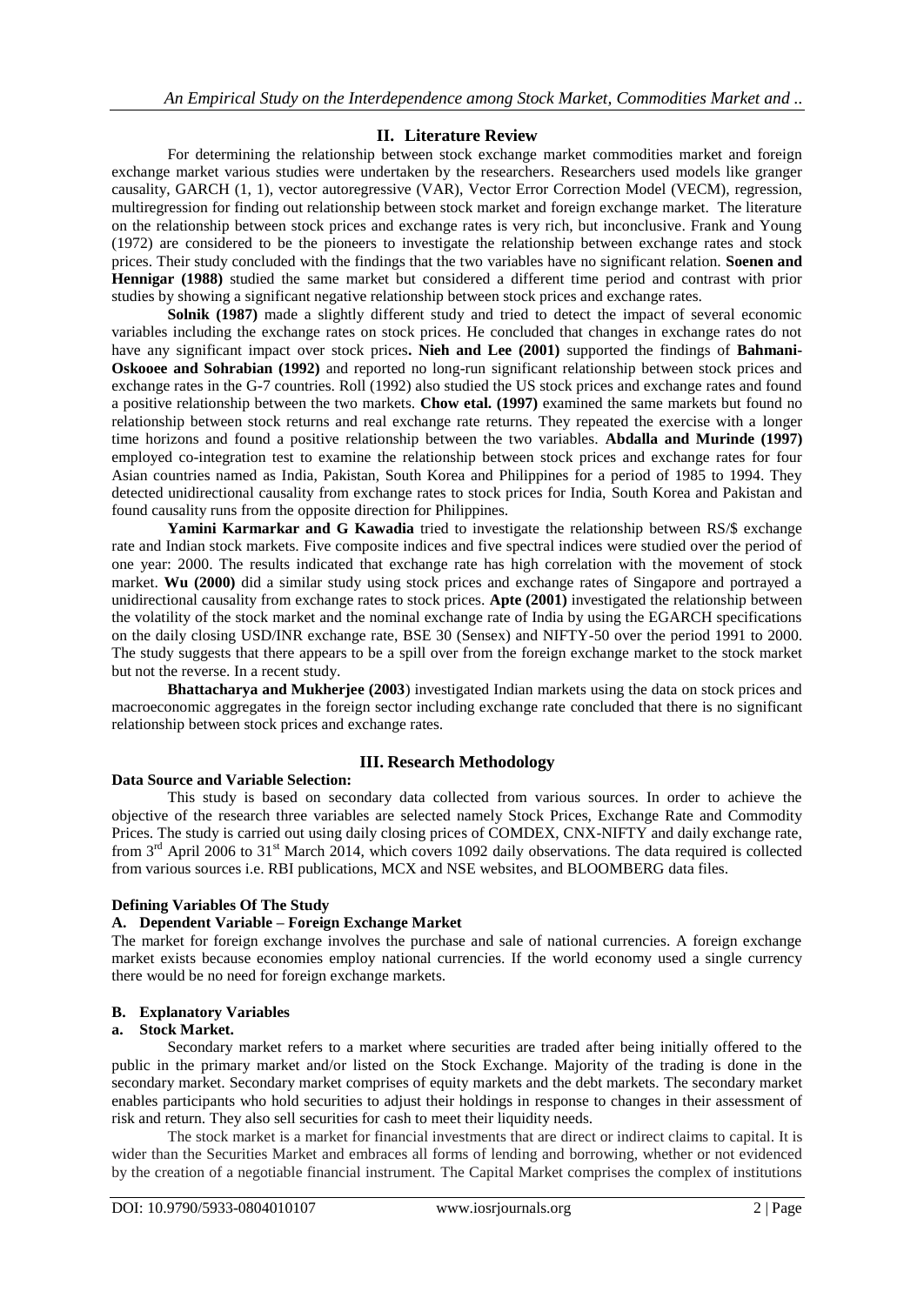## II. Literature Review

For determining the relationship between stock exchange market commodities market and foreign exchange market various studies were undertaken by the researchers. Researchers used models like granger causality, GARCH (1, 1), vector autoregressive (VAR), Vector Error Correction Model (VECM), regression, multiregression for finding out relationship between stock market and foreign exchange market. The literature on the relationship between stock prices and exchange rates is very rich, but inconclusive. Frank and Young (1972) are considered to be the pioneers to investigate the relationship between exchange rates and stock prices. Their study concluded with the findings that the two variables have no significant relation. **Soenen and Hennigar (1988)** studied the same market but considered a different time period and contrast with prior studies by showing a significant negative relationship between stock prices and exchange rates.

**Solnik (1987)** made a slightly different study and tried to detect the impact of several economic variables including the exchange rates on stock prices. He concluded that changes in exchange rates do not have any significant impact over stock prices**. Nieh and Lee (2001)** supported the findings of **Bahmani-Oskooee and Sohrabian (1992)** and reported no long-run significant relationship between stock prices and exchange rates in the G-7 countries. Roll (1992) also studied the US stock prices and exchange rates and found a positive relationship between the two markets. **Chow etal. (1997)** examined the same markets but found no relationship between stock returns and real exchange rate returns. They repeated the exercise with a longer time horizons and found a positive relationship between the two variables. **Abdalla and Murinde (1997)** employed co-integration test to examine the relationship between stock prices and exchange rates for four Asian countries named as India, Pakistan, South Korea and Philippines for a period of 1985 to 1994. They detected unidirectional causality from exchange rates to stock prices for India, South Korea and Pakistan and found causality runs from the opposite direction for Philippines.

**Yamini Karmarkar and G Kawadia** tried to investigate the relationship between RS/$ exchange rate and Indian stock markets. Five composite indices and five spectral indices were studied over the period of one year: 2000. The results indicated that exchange rate has high correlation with the movement of stock market. **Wu (2000)** did a similar study using stock prices and exchange rates of Singapore and portrayed a unidirectional causality from exchange rates to stock prices. **Apte (2001)** investigated the relationship between the volatility of the stock market and the nominal exchange rate of India by using the EGARCH specifications on the daily closing USD/INR exchange rate, BSE 30 (Sensex) and NIFTY-50 over the period 1991 to 2000. The study suggests that there appears to be a spill over from the foreign exchange market to the stock market but not the reverse. In a recent study.

**Bhattacharya and Mukherjee (2003**) investigated Indian markets using the data on stock prices and macroeconomic aggregates in the foreign sector including exchange rate concluded that there is no significant relationship between stock prices and exchange rates.

## III. Research Methodology

**Data Source and Variable Selection:**

This study is based on secondary data collected from various sources. In order to achieve the objective of the research three variables are selected namely Stock Prices, Exchange Rate and Commodity Prices. The study is carried out using daily closing prices of COMDEX, CNX-NIFTY and daily exchange rate, from 3rd April 2006 to 31st March 2014, which covers 1092 daily observations. The data required is collected from various sources i.e. RBI publications, MCX and NSE websites, and BLOOMBERG data files.

**Defining Variables Of The Study**

**A. Dependent Variable – Foreign Exchange Market**

The market for foreign exchange involves the purchase and sale of national currencies. A foreign exchange market exists because economies employ national currencies. If the world economy used a single currency there would be no need for foreign exchange markets.

**B. Explanatory Variables**

**a. Stock Market.**

Secondary market refers to a market where securities are traded after being initially offered to the public in the primary market and/or listed on the Stock Exchange. Majority of the trading is done in the secondary market. Secondary market comprises of equity markets and the debt markets. The secondary market enables participants who hold securities to adjust their holdings in response to changes in their assessment of risk and return. They also sell securities for cash to meet their liquidity needs.

The stock market is a market for financial investments that are direct or indirect claims to capital. It is wider than the Securities Market and embraces all forms of lending and borrowing, whether or not evidenced by the creation of a negotiable financial instrument. The Capital Market comprises the complex of institutions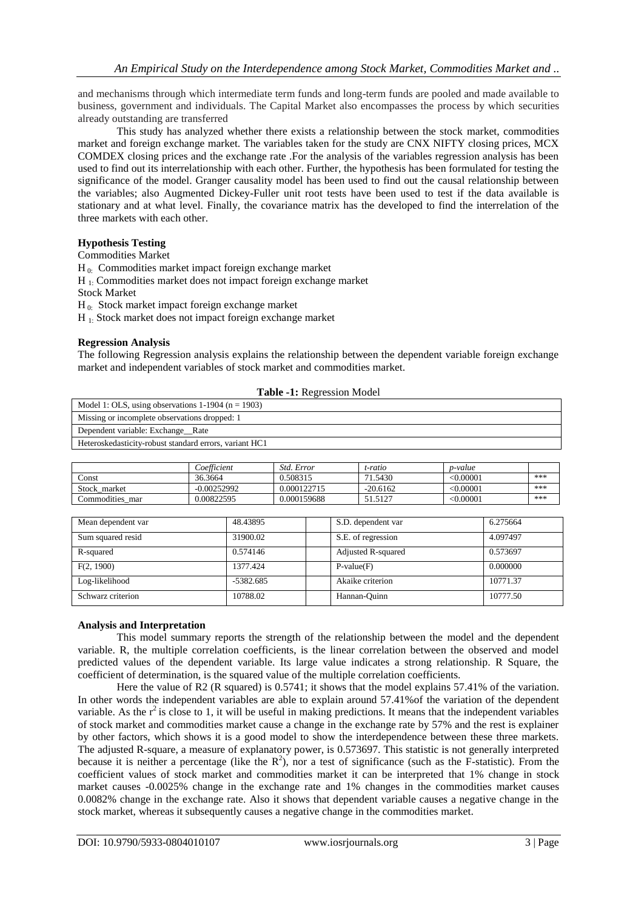and mechanisms through which intermediate term funds and long-term funds are pooled and made available to business, government and individuals. The Capital Market also encompasses the process by which securities already outstanding are transferred

This study has analyzed whether there exists a relationship between the stock market, commodities market and foreign exchange market. The variables taken for the study are CNX NIFTY closing prices, MCX COMDEX closing prices and the exchange rate .For the analysis of the variables regression analysis has been used to find out its interrelationship with each other. Further, the hypothesis has been formulated for testing the significance of the model. Granger causality model has been used to find out the causal relationship between the variables; also Augmented Dickey-Fuller unit root tests have been used to test if the data available is stationary and at what level. Finally, the covariance matrix has the developed to find the interrelation of the three markets with each other.

**Hypothesis Testing**

Commodities Market

$H_{0:}$ Commodities market impact foreign exchange market

$H_{1:}$ Commodities market does not impact foreign exchange market

Stock Market

$H_{0:}$ Stock market impact foreign exchange market

$H_{1:}$ Stock market does not impact foreign exchange market

**Regression Analysis**

The following Regression analysis explains the relationship between the dependent variable foreign exchange market and independent variables of stock market and commodities market.

**Table -1:** Regression Model

| Model 1: OLS, using observations 1-1904 (n = 1903) |
|---|
| Missing or incomplete observations dropped: 1 |
| Dependent variable: Exchange__Rate |
| Heteroskedasticity-robust standard errors, variant HC1 |

| | *Coefficient* | *Std. Error* | *t-ratio* | *p-value* | |
|---|---|---|---|---|---|
| Const | 36.3664 | 0.508315 | 71.5430 | <0.00001 | *** |
| Stock_market | -0.00252992 | 0.000122715 | -20.6162 | <0.00001 | *** |
| Commodities_mar | 0.00822595 | 0.000159688 | 51.5127 | <0.00001 | *** |

| | | | |
|---|---|---|---|
| Mean dependent var | 48.43895 | S.D. dependent var | 6.275664 |
| Sum squared resid | 31900.02 | S.E. of regression | 4.097497 |
| R-squared | 0.574146 | Adjusted R-squared | 0.573697 |
| F(2, 1900) | 1377.424 | P-value(F) | 0.000000 |
| Log-likelihood | -5382.685 | Akaike criterion | 10771.37 |
| Schwarz criterion | 10788.02 | Hannan-Quinn | 10777.50 |

**Analysis and Interpretation**

This model summary reports the strength of the relationship between the model and the dependent variable. R, the multiple correlation coefficients, is the linear correlation between the observed and model predicted values of the dependent variable. Its large value indicates a strong relationship. R Square, the coefficient of determination, is the squared value of the multiple correlation coefficients.

Here the value of R2 (R squared) is 0.5741; it shows that the model explains 57.41% of the variation. In other words the independent variables are able to explain around 57.41%of the variation of the dependent variable. As the $r^2$ is close to 1, it will be useful in making predictions. It means that the independent variables of stock market and commodities market cause a change in the exchange rate by 57% and the rest is explainer by other factors, which shows it is a good model to show the interdependence between these three markets. The adjusted R-square, a measure of explanatory power, is 0.573697. This statistic is not generally interpreted because it is neither a percentage (like the $R^2$), nor a test of significance (such as the F-statistic). From the coefficient values of stock market and commodities market it can be interpreted that 1% change in stock market causes -0.0025% change in the exchange rate and 1% changes in the commodities market causes 0.0082% change in the exchange rate. Also it shows that dependent variable causes a negative change in the stock market, whereas it subsequently causes a negative change in the commodities market.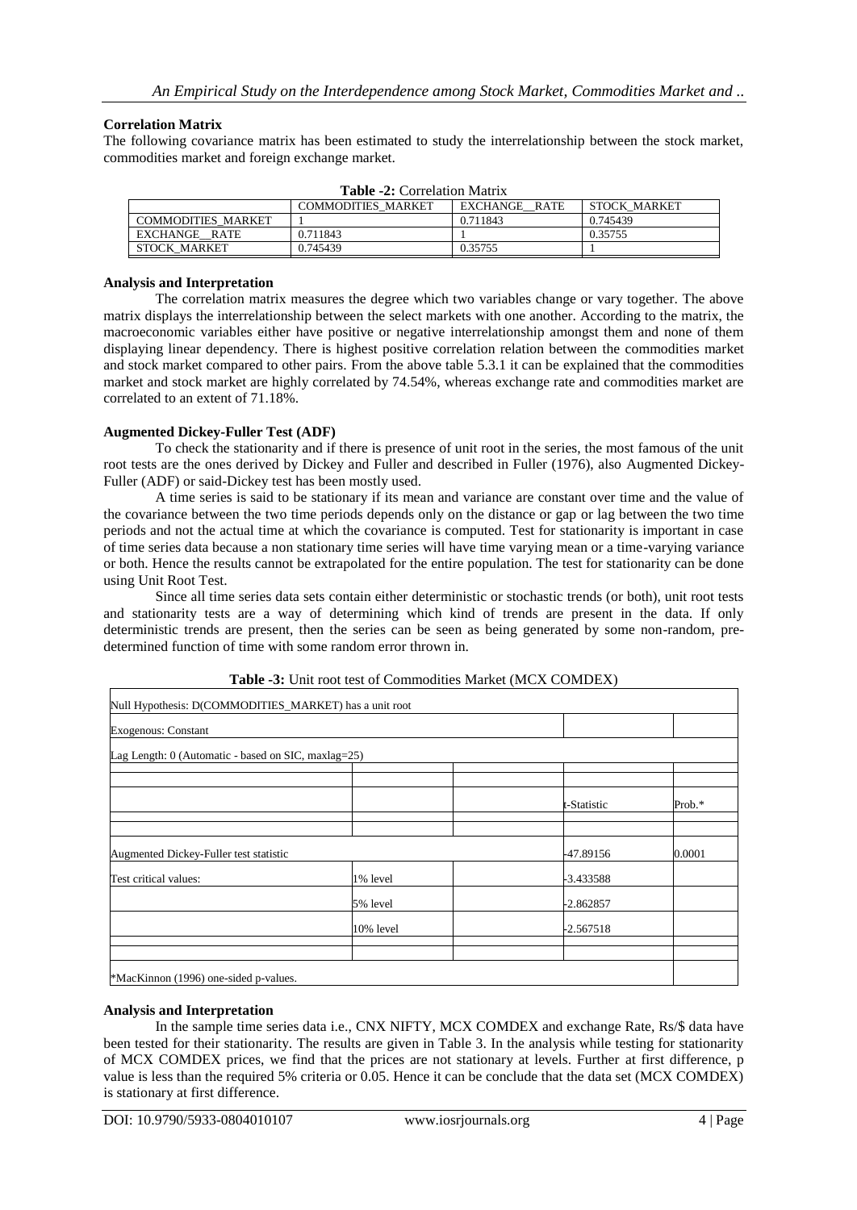**Correlation Matrix**

The following covariance matrix has been estimated to study the interrelationship between the stock market, commodities market and foreign exchange market.

**Table -2:** Correlation Matrix

| | COMMODITIES_MARKET | EXCHANGE__RATE | STOCK_MARKET |
|---|---|---|---|
| COMMODITIES_MARKET | 1 | 0.711843 | 0.745439 |
| EXCHANGE__RATE | 0.711843 | 1 | 0.35755 |
| STOCK_MARKET | 0.745439 | 0.35755 | 1 |

**Analysis and Interpretation**

The correlation matrix measures the degree which two variables change or vary together. The above matrix displays the interrelationship between the select markets with one another. According to the matrix, the macroeconomic variables either have positive or negative interrelationship amongst them and none of them displaying linear dependency. There is highest positive correlation relation between the commodities market and stock market compared to other pairs. From the above table 5.3.1 it can be explained that the commodities market and stock market are highly correlated by 74.54%, whereas exchange rate and commodities market are correlated to an extent of 71.18%.

**Augmented Dickey-Fuller Test (ADF)**

To check the stationarity and if there is presence of unit root in the series, the most famous of the unit root tests are the ones derived by Dickey and Fuller and described in Fuller (1976), also Augmented Dickey-Fuller (ADF) or said-Dickey test has been mostly used.

A time series is said to be stationary if its mean and variance are constant over time and the value of the covariance between the two time periods depends only on the distance or gap or lag between the two time periods and not the actual time at which the covariance is computed. Test for stationarity is important in case of time series data because a non stationary time series will have time varying mean or a time-varying variance or both. Hence the results cannot be extrapolated for the entire population. The test for stationarity can be done using Unit Root Test.

Since all time series data sets contain either deterministic or stochastic trends (or both), unit root tests and stationarity tests are a way of determining which kind of trends are present in the data. If only deterministic trends are present, then the series can be seen as being generated by some non-random, pre-determined function of time with some random error thrown in.

**Table -3:** Unit root test of Commodities Market (MCX COMDEX)

| | | | | |
|---|---|---|---|---|
| Null Hypothesis: D(COMMODITIES_MARKET) has a unit root | | | | |
| Exogenous: Constant | | | | |
| Lag Length: 0 (Automatic - based on SIC, maxlag=25) | | | | |
| | | | t-Statistic | Prob.* |
| Augmented Dickey-Fuller test statistic | | | -47.89156 | 0.0001 |
| Test critical values: | 1% level | | -3.433588 | |
| | 5% level | | -2.862857 | |
| | 10% level | | -2.567518 | |
| *MacKinnon (1996) one-sided p-values. | | | | |

**Analysis and Interpretation**

In the sample time series data i.e., CNX NIFTY, MCX COMDEX and exchange Rate, Rs/$ data have been tested for their stationarity. The results are given in Table 3. In the analysis while testing for stationarity of MCX COMDEX prices, we find that the prices are not stationary at levels. Further at first difference, p value is less than the required 5% criteria or 0.05. Hence it can be conclude that the data set (MCX COMDEX) is stationary at first difference.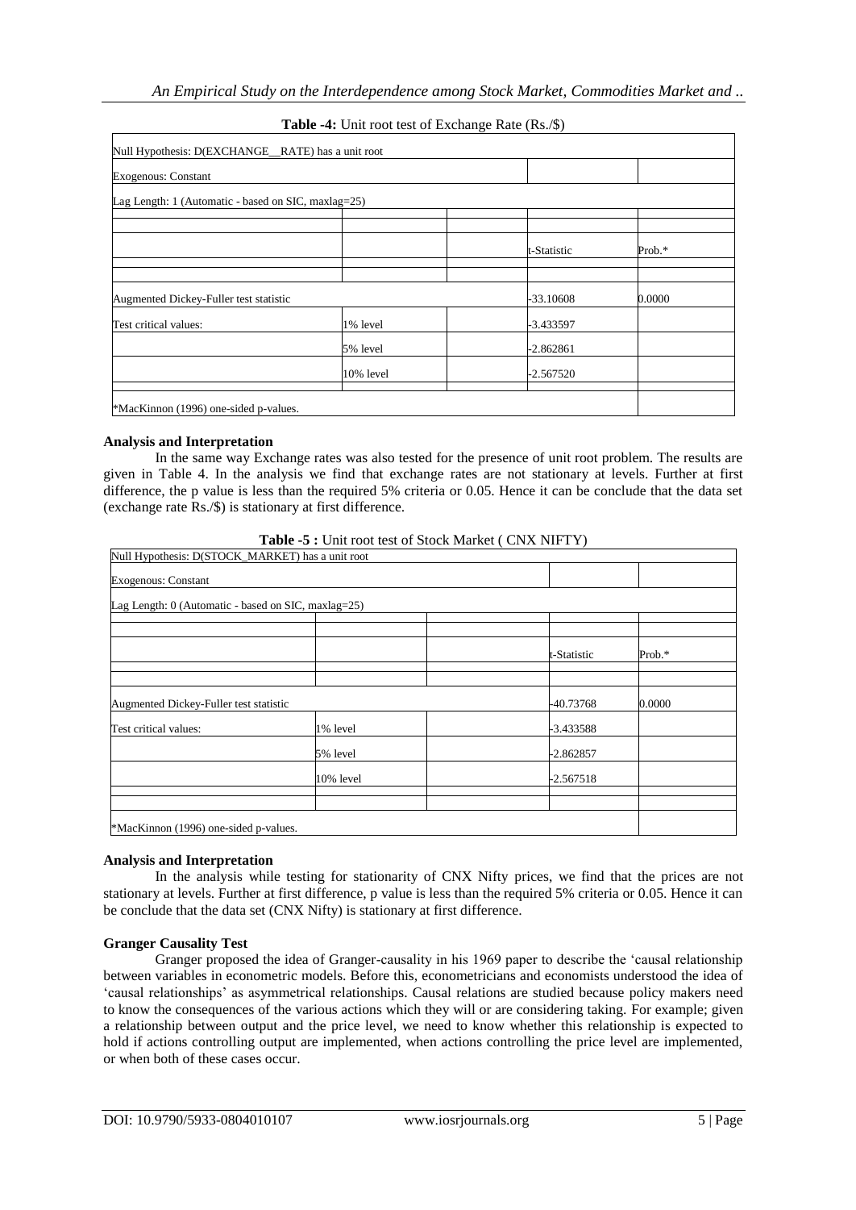**Table -4:** Unit root test of Exchange Rate (Rs./$)

| Null Hypothesis: D(EXCHANGE__RATE) has a unit root | | | | |
|---|---|---|---|---|
| Exogenous: Constant | | | | |
| Lag Length: 1 (Automatic - based on SIC, maxlag=25) | | | | |
| | | | t-Statistic | Prob.* |
| Augmented Dickey-Fuller test statistic | | | -33.10608 | 0.0000 |
| Test critical values: | 1% level | | -3.433597 | |
| | 5% level | | -2.862861 | |
| | 10% level | | -2.567520 | |
| *MacKinnon (1996) one-sided p-values. | | | | |

**Analysis and Interpretation**

In the same way Exchange rates was also tested for the presence of unit root problem. The results are given in Table 4. In the analysis we find that exchange rates are not stationary at levels. Further at first difference, the p value is less than the required 5% criteria or 0.05. Hence it can be conclude that the data set (exchange rate Rs./$) is stationary at first difference.

**Table -5 :** Unit root test of Stock Market ( CNX NIFTY)

| Null Hypothesis: D(STOCK_MARKET) has a unit root | | | | |
|---|---|---|---|---|
| Exogenous: Constant | | | | |
| Lag Length: 0 (Automatic - based on SIC, maxlag=25) | | | | |
| | | | t-Statistic | Prob.* |
| Augmented Dickey-Fuller test statistic | | | -40.73768 | 0.0000 |
| Test critical values: | 1% level | | -3.433588 | |
| | 5% level | | -2.862857 | |
| | 10% level | | -2.567518 | |
| *MacKinnon (1996) one-sided p-values. | | | | |

**Analysis and Interpretation**

In the analysis while testing for stationarity of CNX Nifty prices, we find that the prices are not stationary at levels. Further at first difference, p value is less than the required 5% criteria or 0.05. Hence it can be conclude that the data set (CNX Nifty) is stationary at first difference.

**Granger Causality Test**

Granger proposed the idea of Granger-causality in his 1969 paper to describe the 'causal relationship between variables in econometric models. Before this, econometricians and economists understood the idea of 'causal relationships' as asymmetrical relationships. Causal relations are studied because policy makers need to know the consequences of the various actions which they will or are considering taking. For example; given a relationship between output and the price level, we need to know whether this relationship is expected to hold if actions controlling output are implemented, when actions controlling the price level are implemented, or when both of these cases occur.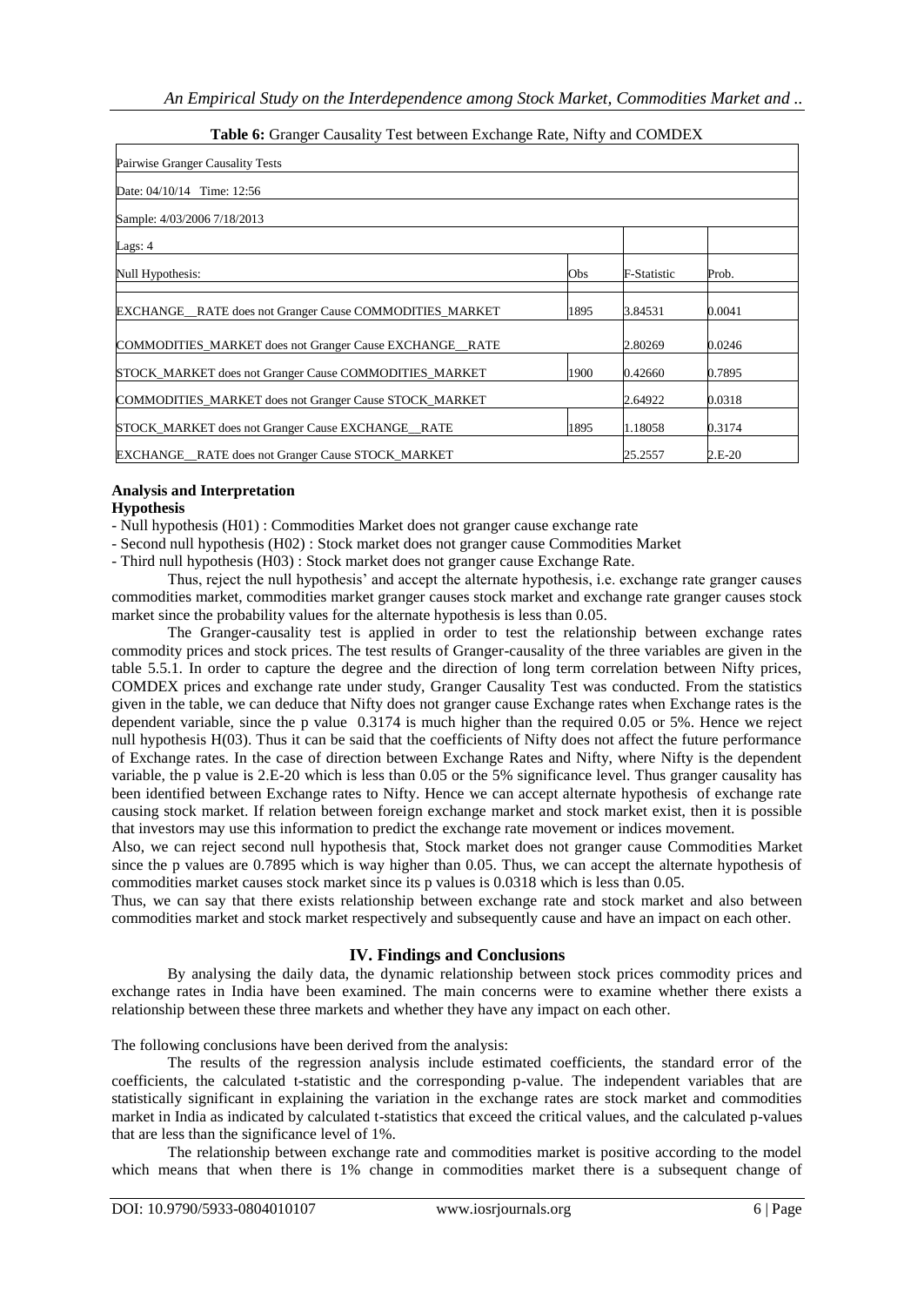**Table 6:** Granger Causality Test between Exchange Rate, Nifty and COMDEX

| Pairwise Granger Causality Tests | | | |
|---|---|---|---|
| Date: 04/10/14 Time: 12:56 | | | |
| Sample: 4/03/2006 7/18/2013 | | | |
| Lags: 4 | | | |
| Null Hypothesis: | Obs | F-Statistic | Prob. |
| EXCHANGE__RATE does not Granger Cause COMMODITIES_MARKET | 1895 | 3.84531 | 0.0041 |
| COMMODITIES_MARKET does not Granger Cause EXCHANGE__RATE | | 2.80269 | 0.0246 |
| STOCK_MARKET does not Granger Cause COMMODITIES_MARKET | 1900 | 0.42660 | 0.7895 |
| COMMODITIES_MARKET does not Granger Cause STOCK_MARKET | | 2.64922 | 0.0318 |
| STOCK_MARKET does not Granger Cause EXCHANGE__RATE | 1895 | 1.18058 | 0.3174 |
| EXCHANGE__RATE does not Granger Cause STOCK_MARKET | | 25.2557 | 2.E-20 |

**Analysis and Interpretation**

**Hypothesis**

- Null hypothesis (H01) : Commodities Market does not granger cause exchange rate
- Second null hypothesis (H02) : Stock market does not granger cause Commodities Market
- Third null hypothesis (H03) : Stock market does not granger cause Exchange Rate.

Thus, reject the null hypothesis' and accept the alternate hypothesis, i.e. exchange rate granger causes commodities market, commodities market granger causes stock market and exchange rate granger causes stock market since the probability values for the alternate hypothesis is less than 0.05.

The Granger-causality test is applied in order to test the relationship between exchange rates commodity prices and stock prices. The test results of Granger-causality of the three variables are given in the table 5.5.1. In order to capture the degree and the direction of long term correlation between Nifty prices, COMDEX prices and exchange rate under study, Granger Causality Test was conducted. From the statistics given in the table, we can deduce that Nifty does not granger cause Exchange rates when Exchange rates is the dependent variable, since the p value 0.3174 is much higher than the required 0.05 or 5%. Hence we reject null hypothesis H(03). Thus it can be said that the coefficients of Nifty does not affect the future performance of Exchange rates. In the case of direction between Exchange Rates and Nifty, where Nifty is the dependent variable, the p value is 2.E-20 which is less than 0.05 or the 5% significance level. Thus granger causality has been identified between Exchange rates to Nifty. Hence we can accept alternate hypothesis of exchange rate causing stock market. If relation between foreign exchange market and stock market exist, then it is possible that investors may use this information to predict the exchange rate movement or indices movement.

Also, we can reject second null hypothesis that, Stock market does not granger cause Commodities Market since the p values are 0.7895 which is way higher than 0.05. Thus, we can accept the alternate hypothesis of commodities market causes stock market since its p values is 0.0318 which is less than 0.05.

Thus, we can say that there exists relationship between exchange rate and stock market and also between commodities market and stock market respectively and subsequently cause and have an impact on each other.

## IV. Findings and Conclusions

By analysing the daily data, the dynamic relationship between stock prices commodity prices and exchange rates in India have been examined. The main concerns were to examine whether there exists a relationship between these three markets and whether they have any impact on each other.

The following conclusions have been derived from the analysis:

The results of the regression analysis include estimated coefficients, the standard error of the coefficients, the calculated t-statistic and the corresponding p-value. The independent variables that are statistically significant in explaining the variation in the exchange rates are stock market and commodities market in India as indicated by calculated t-statistics that exceed the critical values, and the calculated p-values that are less than the significance level of 1%.

The relationship between exchange rate and commodities market is positive according to the model which means that when there is 1% change in commodities market there is a subsequent change of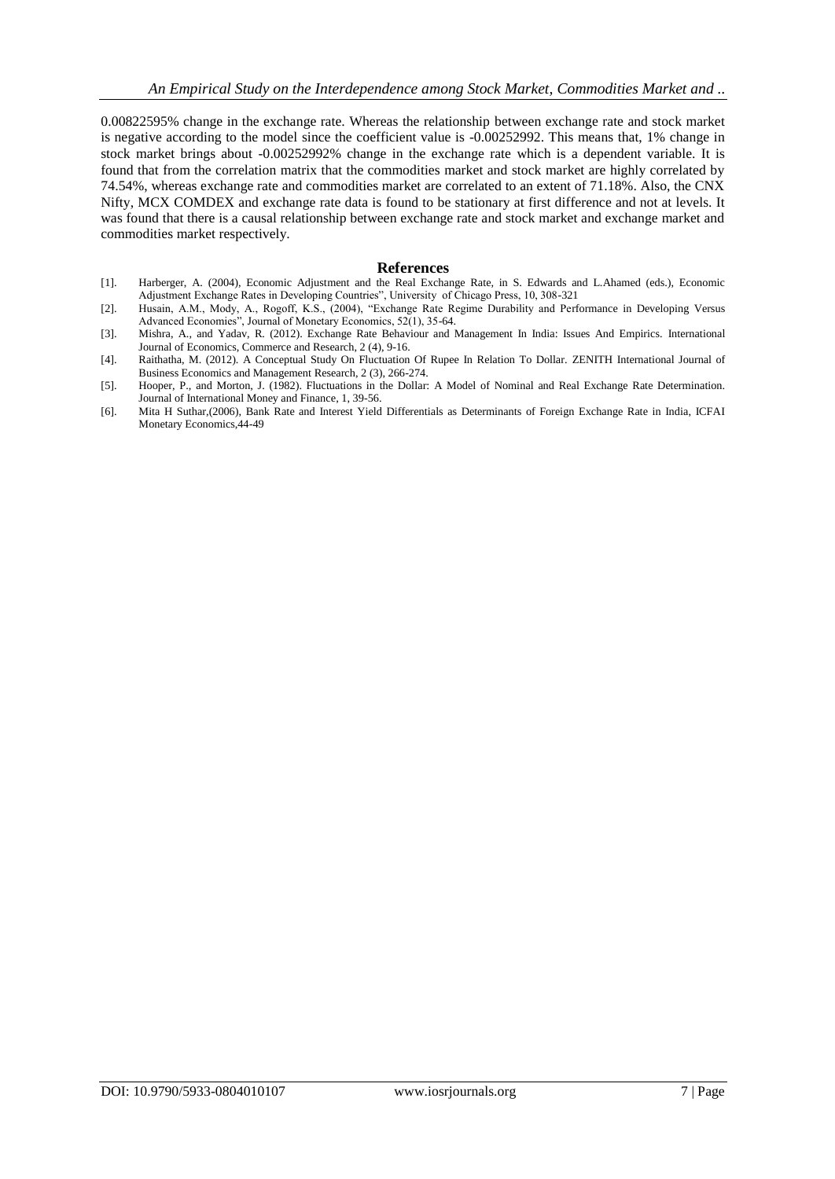0.00822595% change in the exchange rate. Whereas the relationship between exchange rate and stock market is negative according to the model since the coefficient value is -0.00252992. This means that, 1% change in stock market brings about -0.00252992% change in the exchange rate which is a dependent variable. It is found that from the correlation matrix that the commodities market and stock market are highly correlated by 74.54%, whereas exchange rate and commodities market are correlated to an extent of 71.18%. Also, the CNX Nifty, MCX COMDEX and exchange rate data is found to be stationary at first difference and not at levels. It was found that there is a causal relationship between exchange rate and stock market and exchange market and commodities market respectively.

## References

[1]. Harberger, A. (2004), Economic Adjustment and the Real Exchange Rate, in S. Edwards and L.Ahamed (eds.), Economic Adjustment Exchange Rates in Developing Countries", University of Chicago Press, 10, 308-321

[2]. Husain, A.M., Mody, A., Rogoff, K.S., (2004), "Exchange Rate Regime Durability and Performance in Developing Versus Advanced Economies", Journal of Monetary Economics, 52(1), 35-64.

[3]. Mishra, A., and Yadav, R. (2012). Exchange Rate Behaviour and Management In India: Issues And Empirics. International Journal of Economics, Commerce and Research, 2 (4), 9-16.

[4]. Raithatha, M. (2012). A Conceptual Study On Fluctuation Of Rupee In Relation To Dollar. ZENITH International Journal of Business Economics and Management Research, 2 (3), 266-274.

[5]. Hooper, P., and Morton, J. (1982). Fluctuations in the Dollar: A Model of Nominal and Real Exchange Rate Determination. Journal of International Money and Finance, 1, 39-56.

[6]. Mita H Suthar,(2006), Bank Rate and Interest Yield Differentials as Determinants of Foreign Exchange Rate in India, ICFAI Monetary Economics,44-49